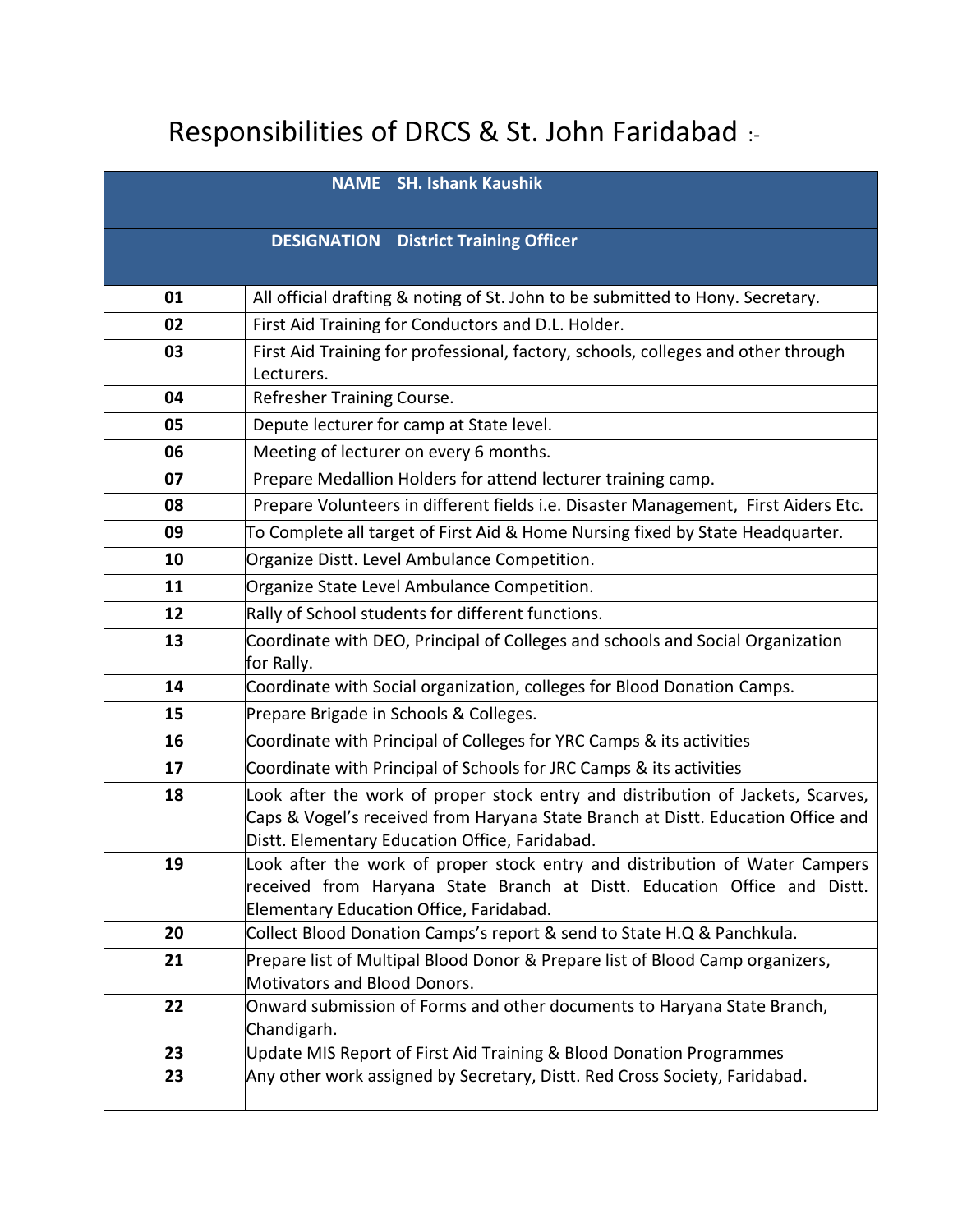# Responsibilities of DRCS & St. John Faridabad :-

| NAME | SH. Ishank Kaushik |
|---|---|
| DESIGNATION | District Training Officer |
| 01 | All official drafting & noting of St. John to be submitted to Hony. Secretary. |
| 02 | First Aid Training for Conductors and D.L. Holder. |
| 03 | First Aid Training for professional, factory, schools, colleges and other through Lecturers. |
| 04 | Refresher Training Course. |
| 05 | Depute lecturer for camp at State level. |
| 06 | Meeting of lecturer on every 6 months. |
| 07 | Prepare Medallion Holders for attend lecturer training camp. |
| 08 | Prepare Volunteers in different fields i.e. Disaster Management, First Aiders Etc. |
| 09 | To Complete all target of First Aid & Home Nursing fixed by State Headquarter. |
| 10 | Organize Distt. Level Ambulance Competition. |
| 11 | Organize State Level Ambulance Competition. |
| 12 | Rally of School students for different functions. |
| 13 | Coordinate with DEO, Principal of Colleges and schools and Social Organization for Rally. |
| 14 | Coordinate with Social organization, colleges for Blood Donation Camps. |
| 15 | Prepare Brigade in Schools & Colleges. |
| 16 | Coordinate with Principal of Colleges for YRC Camps & its activities |
| 17 | Coordinate with Principal of Schools for JRC Camps & its activities |
| 18 | Look after the work of proper stock entry and distribution of Jackets, Scarves, Caps & Vogel's received from Haryana State Branch at Distt. Education Office and Distt. Elementary Education Office, Faridabad. |
| 19 | Look after the work of proper stock entry and distribution of Water Campers received from Haryana State Branch at Distt. Education Office and Distt. Elementary Education Office, Faridabad. |
| 20 | Collect Blood Donation Camps's report & send to State H.Q & Panchkula. |
| 21 | Prepare list of Multipal Blood Donor & Prepare list of Blood Camp organizers, Motivators and Blood Donors. |
| 22 | Onward submission of Forms and other documents to Haryana State Branch, Chandigarh. |
| 23 | Update MIS Report of First Aid Training & Blood Donation Programmes |
| 23 | Any other work assigned by Secretary, Distt. Red Cross Society, Faridabad. |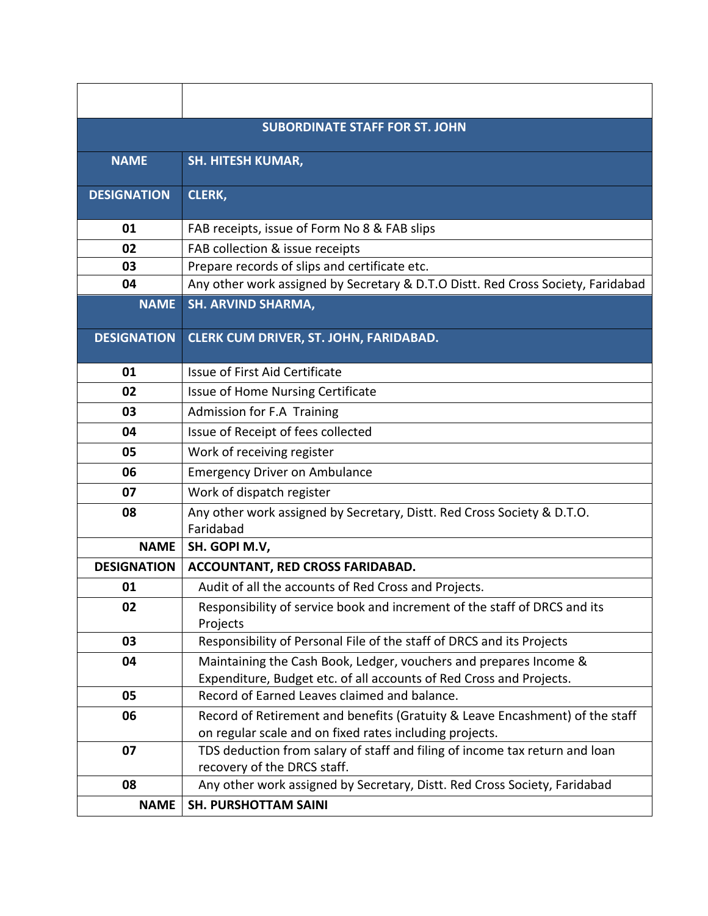| | |
|---|---|
| **SUBORDINATE STAFF FOR ST. JOHN** | |
| **NAME** | **SH. HITESH KUMAR,** |
| **DESIGNATION** | **CLERK,** |
| **01** | FAB receipts, issue of Form No 8 & FAB slips |
| **02** | FAB collection & issue receipts |
| **03** | Prepare records of slips and certificate etc. |
| **04** | Any other work assigned by Secretary & D.T.O Distt. Red Cross Society, Faridabad |
| **NAME** | **SH. ARVIND SHARMA,** |
| **DESIGNATION** | **CLERK CUM DRIVER, ST. JOHN, FARIDABAD.** |
| **01** | Issue of First Aid Certificate |
| **02** | Issue of Home Nursing Certificate |
| **03** | Admission for F.A Training |
| **04** | Issue of Receipt of fees collected |
| **05** | Work of receiving register |
| **06** | Emergency Driver on Ambulance |
| **07** | Work of dispatch register |
| **08** | Any other work assigned by Secretary, Distt. Red Cross Society & D.T.O. Faridabad |
| **NAME** | **SH. GOPI M.V,** |
| **DESIGNATION** | **ACCOUNTANT, RED CROSS FARIDABAD.** |
| **01** | Audit of all the accounts of Red Cross and Projects. |
| **02** | Responsibility of service book and increment of the staff of DRCS and its Projects |
| **03** | Responsibility of Personal File of the staff of DRCS and its Projects |
| **04** | Maintaining the Cash Book, Ledger, vouchers and prepares Income & Expenditure, Budget etc. of all accounts of Red Cross and Projects. |
| **05** | Record of Earned Leaves claimed and balance. |
| **06** | Record of Retirement and benefits (Gratuity & Leave Encashment) of the staff on regular scale and on fixed rates including projects. |
| **07** | TDS deduction from salary of staff and filing of income tax return and loan recovery of the DRCS staff. |
| **08** | Any other work assigned by Secretary, Distt. Red Cross Society, Faridabad |
| **NAME** | **SH. PURSHOTTAM SAINI** |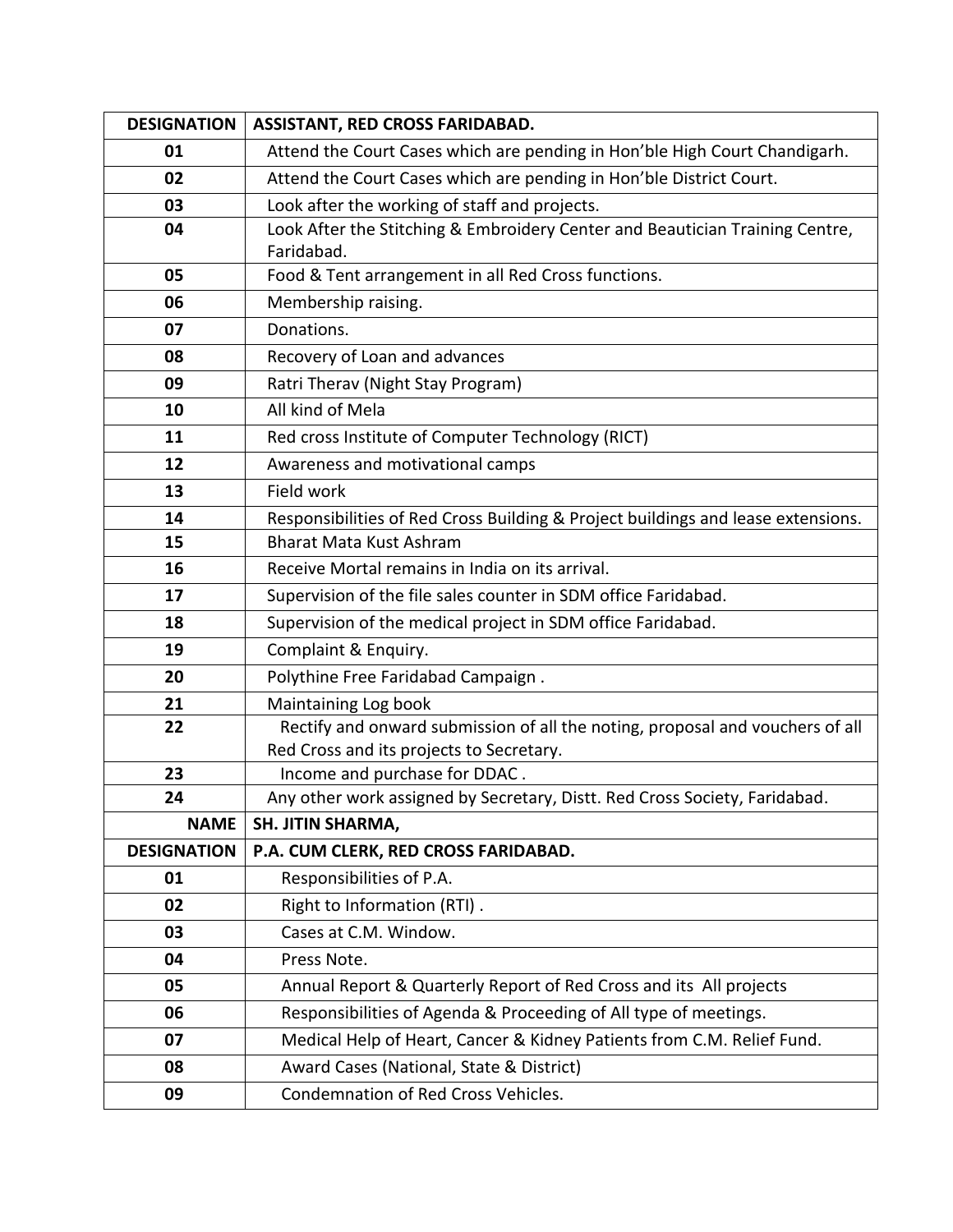| DESIGNATION | ASSISTANT, RED CROSS FARIDABAD. |
|---|---|
| 01 | Attend the Court Cases which are pending in Hon'ble High Court Chandigarh. |
| 02 | Attend the Court Cases which are pending in Hon'ble District Court. |
| 03 | Look after the working of staff and projects. |
| 04 | Look After the Stitching & Embroidery Center and Beautician Training Centre, Faridabad. |
| 05 | Food & Tent arrangement in all Red Cross functions. |
| 06 | Membership raising. |
| 07 | Donations. |
| 08 | Recovery of Loan and advances |
| 09 | Ratri Therav (Night Stay Program) |
| 10 | All kind of Mela |
| 11 | Red cross Institute of Computer Technology (RICT) |
| 12 | Awareness and motivational camps |
| 13 | Field work |
| 14 | Responsibilities of Red Cross Building & Project buildings and lease extensions. |
| 15 | Bharat Mata Kust Ashram |
| 16 | Receive Mortal remains in India on its arrival. |
| 17 | Supervision of the file sales counter in SDM office Faridabad. |
| 18 | Supervision of the medical project in SDM office Faridabad. |
| 19 | Complaint & Enquiry. |
| 20 | Polythine Free Faridabad Campaign . |
| 21 | Maintaining Log book |
| 22 | Rectify and onward submission of all the noting, proposal and vouchers of all Red Cross and its projects to Secretary. |
| 23 | Income and purchase for DDAC . |
| 24 | Any other work assigned by Secretary, Distt. Red Cross Society, Faridabad. |
| NAME | SH. JITIN SHARMA, |
| DESIGNATION | P.A. CUM CLERK, RED CROSS FARIDABAD. |
| 01 | Responsibilities of P.A. |
| 02 | Right to Information (RTI) . |
| 03 | Cases at C.M. Window. |
| 04 | Press Note. |
| 05 | Annual Report & Quarterly Report of Red Cross and its All projects |
| 06 | Responsibilities of Agenda & Proceeding of All type of meetings. |
| 07 | Medical Help of Heart, Cancer & Kidney Patients from C.M. Relief Fund. |
| 08 | Award Cases (National, State & District) |
| 09 | Condemnation of Red Cross Vehicles. |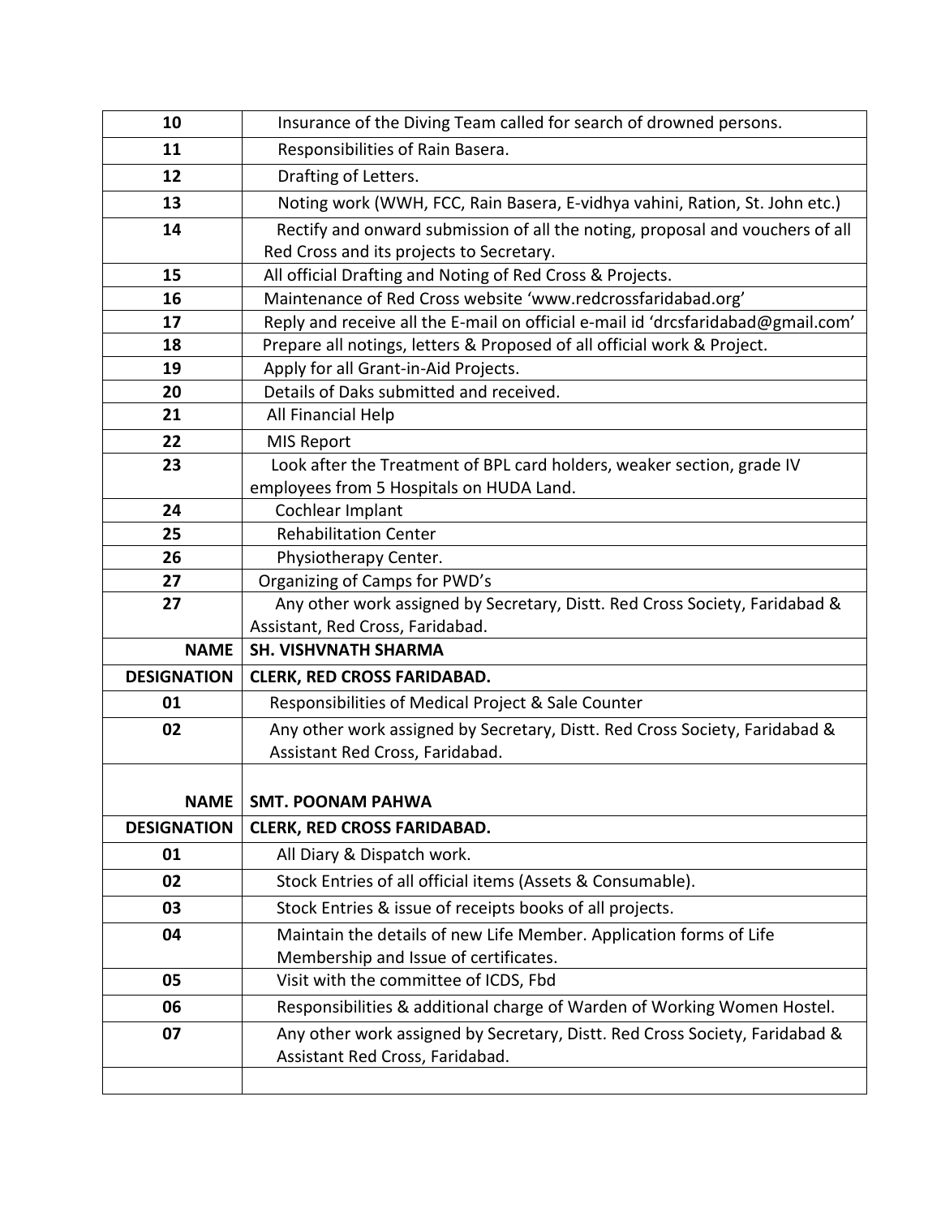| | |
|---|---|
| 10 | Insurance of the Diving Team called for search of drowned persons. |
| 11 | Responsibilities of Rain Basera. |
| 12 | Drafting of Letters. |
| 13 | Noting work (WWH, FCC, Rain Basera, E-vidhya vahini, Ration, St. John etc.) |
| 14 | Rectify and onward submission of all the noting, proposal and vouchers of all Red Cross and its projects to Secretary. |
| 15 | All official Drafting and Noting of Red Cross & Projects. |
| 16 | Maintenance of Red Cross website 'www.redcrossfaridabad.org' |
| 17 | Reply and receive all the E-mail on official e-mail id 'drcsfaridabad@gmail.com' |
| 18 | Prepare all notings, letters & Proposed of all official work & Project. |
| 19 | Apply for all Grant-in-Aid Projects. |
| 20 | Details of Daks submitted and received. |
| 21 | All Financial Help |
| 22 | MIS Report |
| 23 | Look after the Treatment of BPL card holders, weaker section, grade IV employees from 5 Hospitals on HUDA Land. |
| 24 | Cochlear Implant |
| 25 | Rehabilitation Center |
| 26 | Physiotherapy Center. |
| 27 | Organizing of Camps for PWD's |
| 27 | Any other work assigned by Secretary, Distt. Red Cross Society, Faridabad & Assistant, Red Cross, Faridabad. |
| **NAME** | **SH. VISHVNATH SHARMA** |
| **DESIGNATION** | **CLERK, RED CROSS FARIDABAD.** |
| 01 | Responsibilities of Medical Project & Sale Counter |
| 02 | Any other work assigned by Secretary, Distt. Red Cross Society, Faridabad & Assistant Red Cross, Faridabad. |
| **NAME** | **SMT. POONAM PAHWA** |
| **DESIGNATION** | **CLERK, RED CROSS FARIDABAD.** |
| 01 | All Diary & Dispatch work. |
| 02 | Stock Entries of all official items (Assets & Consumable). |
| 03 | Stock Entries & issue of receipts books of all projects. |
| 04 | Maintain the details of new Life Member. Application forms of Life Membership and Issue of certificates. |
| 05 | Visit with the committee of ICDS, Fbd |
| 06 | Responsibilities & additional charge of Warden of Working Women Hostel. |
| 07 | Any other work assigned by Secretary, Distt. Red Cross Society, Faridabad & Assistant Red Cross, Faridabad. |
| | |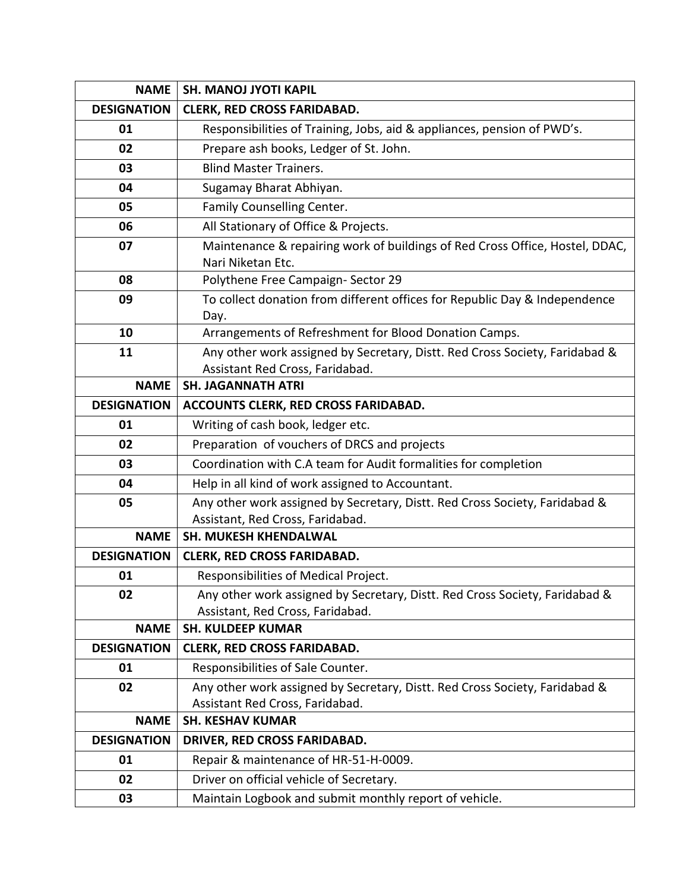| NAME | SH. MANOJ JYOTI KAPIL |
|---|---|
| DESIGNATION | CLERK, RED CROSS FARIDABAD. |
| 01 | Responsibilities of Training, Jobs, aid & appliances, pension of PWD's. |
| 02 | Prepare ash books, Ledger of St. John. |
| 03 | Blind Master Trainers. |
| 04 | Sugamay Bharat Abhiyan. |
| 05 | Family Counselling Center. |
| 06 | All Stationary of Office & Projects. |
| 07 | Maintenance & repairing work of buildings of Red Cross Office, Hostel, DDAC, Nari Niketan Etc. |
| 08 | Polythene Free Campaign- Sector 29 |
| 09 | To collect donation from different offices for Republic Day & Independence Day. |
| 10 | Arrangements of Refreshment for Blood Donation Camps. |
| 11 | Any other work assigned by Secretary, Distt. Red Cross Society, Faridabad & Assistant Red Cross, Faridabad. |
| NAME | SH. JAGANNATH ATRI |
| DESIGNATION | ACCOUNTS CLERK, RED CROSS FARIDABAD. |
| 01 | Writing of cash book, ledger etc. |
| 02 | Preparation of vouchers of DRCS and projects |
| 03 | Coordination with C.A team for Audit formalities for completion |
| 04 | Help in all kind of work assigned to Accountant. |
| 05 | Any other work assigned by Secretary, Distt. Red Cross Society, Faridabad & Assistant, Red Cross, Faridabad. |
| NAME | SH. MUKESH KHENDALWAL |
| DESIGNATION | CLERK, RED CROSS FARIDABAD. |
| 01 | Responsibilities of Medical Project. |
| 02 | Any other work assigned by Secretary, Distt. Red Cross Society, Faridabad & Assistant, Red Cross, Faridabad. |
| NAME | SH. KULDEEP KUMAR |
| DESIGNATION | CLERK, RED CROSS FARIDABAD. |
| 01 | Responsibilities of Sale Counter. |
| 02 | Any other work assigned by Secretary, Distt. Red Cross Society, Faridabad & Assistant Red Cross, Faridabad. |
| NAME | SH. KESHAV KUMAR |
| DESIGNATION | DRIVER, RED CROSS FARIDABAD. |
| 01 | Repair & maintenance of HR-51-H-0009. |
| 02 | Driver on official vehicle of Secretary. |
| 03 | Maintain Logbook and submit monthly report of vehicle. |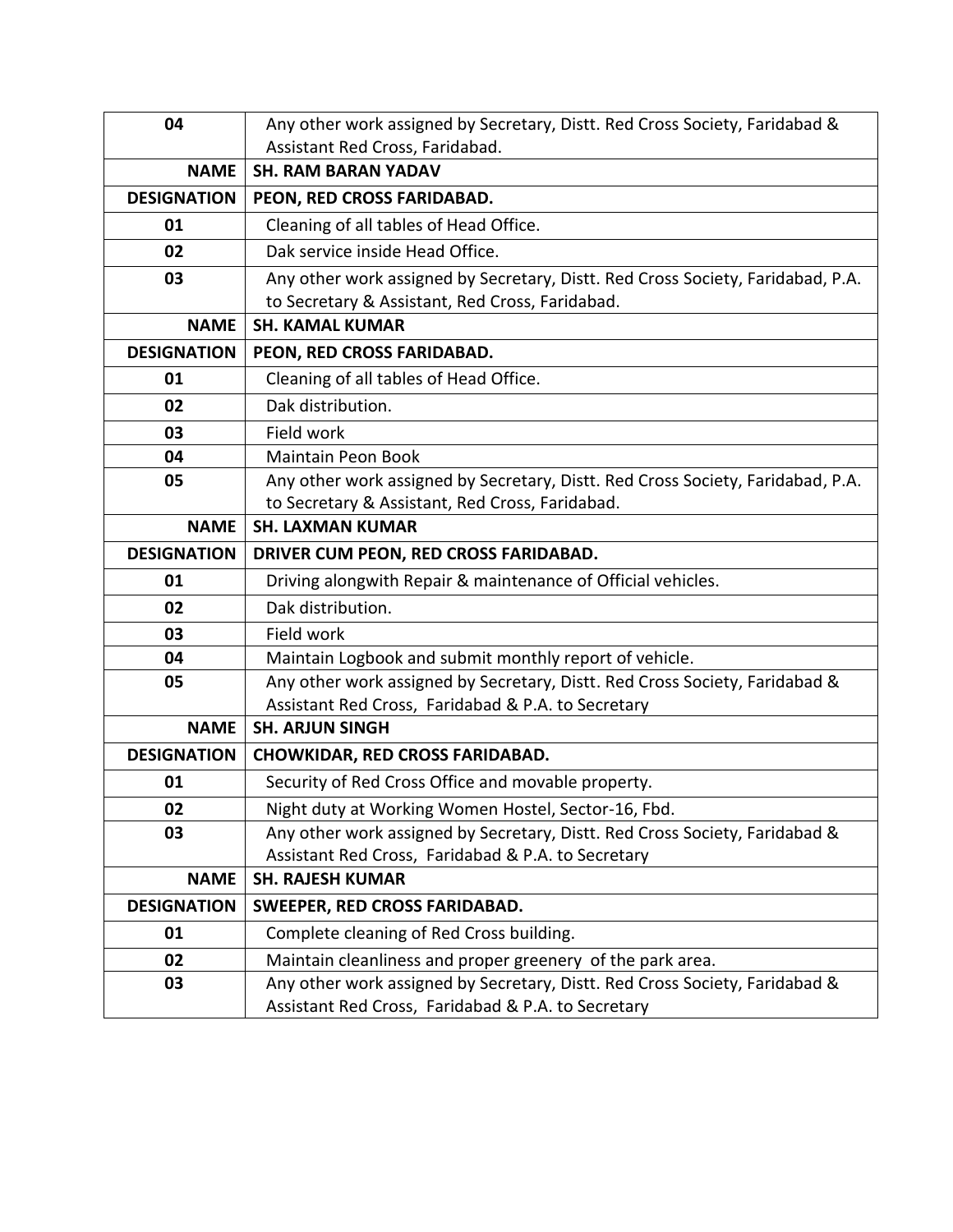| | |
|---|---|
| 04 | Any other work assigned by Secretary, Distt. Red Cross Society, Faridabad & Assistant Red Cross, Faridabad. |
| **NAME** | **SH. RAM BARAN YADAV** |
| **DESIGNATION** | **PEON, RED CROSS FARIDABAD.** |
| 01 | Cleaning of all tables of Head Office. |
| 02 | Dak service inside Head Office. |
| 03 | Any other work assigned by Secretary, Distt. Red Cross Society, Faridabad, P.A. to Secretary & Assistant, Red Cross, Faridabad. |
| **NAME** | **SH. KAMAL KUMAR** |
| **DESIGNATION** | **PEON, RED CROSS FARIDABAD.** |
| 01 | Cleaning of all tables of Head Office. |
| 02 | Dak distribution. |
| 03 | Field work |
| 04 | Maintain Peon Book |
| 05 | Any other work assigned by Secretary, Distt. Red Cross Society, Faridabad, P.A. to Secretary & Assistant, Red Cross, Faridabad. |
| **NAME** | **SH. LAXMAN KUMAR** |
| **DESIGNATION** | **DRIVER CUM PEON, RED CROSS FARIDABAD.** |
| 01 | Driving alongwith Repair & maintenance of Official vehicles. |
| 02 | Dak distribution. |
| 03 | Field work |
| 04 | Maintain Logbook and submit monthly report of vehicle. |
| 05 | Any other work assigned by Secretary, Distt. Red Cross Society, Faridabad & Assistant Red Cross, Faridabad & P.A. to Secretary |
| **NAME** | **SH. ARJUN SINGH** |
| **DESIGNATION** | **CHOWKIDAR, RED CROSS FARIDABAD.** |
| 01 | Security of Red Cross Office and movable property. |
| 02 | Night duty at Working Women Hostel, Sector-16, Fbd. |
| 03 | Any other work assigned by Secretary, Distt. Red Cross Society, Faridabad & Assistant Red Cross, Faridabad & P.A. to Secretary |
| **NAME** | **SH. RAJESH KUMAR** |
| **DESIGNATION** | **SWEEPER, RED CROSS FARIDABAD.** |
| 01 | Complete cleaning of Red Cross building. |
| 02 | Maintain cleanliness and proper greenery of the park area. |
| 03 | Any other work assigned by Secretary, Distt. Red Cross Society, Faridabad & Assistant Red Cross, Faridabad & P.A. to Secretary |